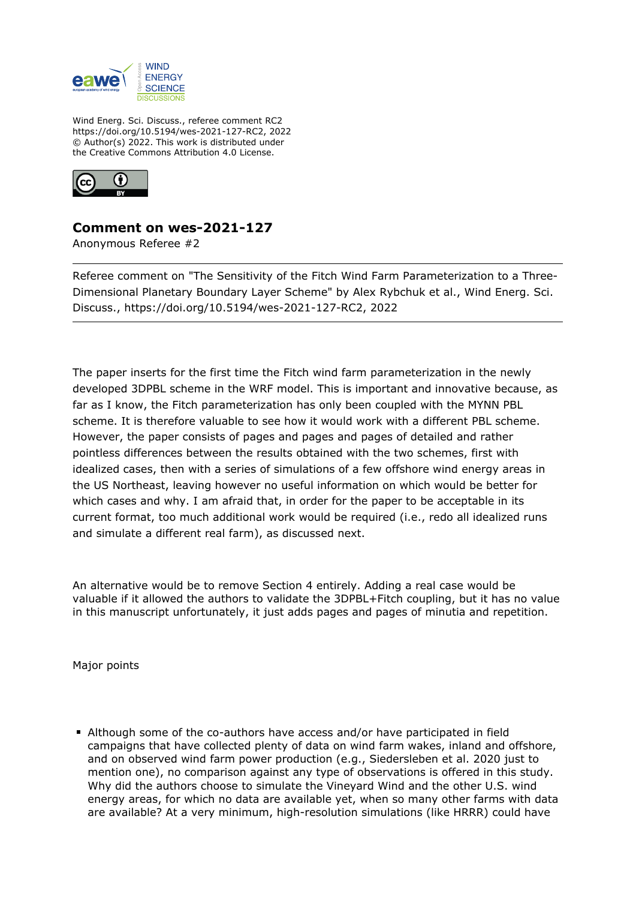Wind Energ. Sci. Discuss., referee comment RC2
https://doi.org/10.5194/wes-2021-127-RC2, 2022
© Author(s) 2022. This work is distributed under
the Creative Commons Attribution 4.0 License.

## Comment on wes-2021-127

Anonymous Referee #2

---

Referee comment on "The Sensitivity of the Fitch Wind Farm Parameterization to a Three-Dimensional Planetary Boundary Layer Scheme" by Alex Rybchuk et al., Wind Energ. Sci. Discuss., https://doi.org/10.5194/wes-2021-127-RC2, 2022

---

The paper inserts for the first time the Fitch wind farm parameterization in the newly developed 3DPBL scheme in the WRF model. This is important and innovative because, as far as I know, the Fitch parameterization has only been coupled with the MYNN PBL scheme. It is therefore valuable to see how it would work with a different PBL scheme. However, the paper consists of pages and pages and pages of detailed and rather pointless differences between the results obtained with the two schemes, first with idealized cases, then with a series of simulations of a few offshore wind energy areas in the US Northeast, leaving however no useful information on which would be better for which cases and why. I am afraid that, in order for the paper to be acceptable in its current format, too much additional work would be required (i.e., redo all idealized runs and simulate a different real farm), as discussed next.

An alternative would be to remove Section 4 entirely. Adding a real case would be valuable if it allowed the authors to validate the 3DPBL+Fitch coupling, but it has no value in this manuscript unfortunately, it just adds pages and pages of minutia and repetition.

Major points

- Although some of the co-authors have access and/or have participated in field campaigns that have collected plenty of data on wind farm wakes, inland and offshore, and on observed wind farm power production (e.g., Siedersleben et al. 2020 just to mention one), no comparison against any type of observations is offered in this study. Why did the authors choose to simulate the Vineyard Wind and the other U.S. wind energy areas, for which no data are available yet, when so many other farms with data are available? At a very minimum, high-resolution simulations (like HRRR) could have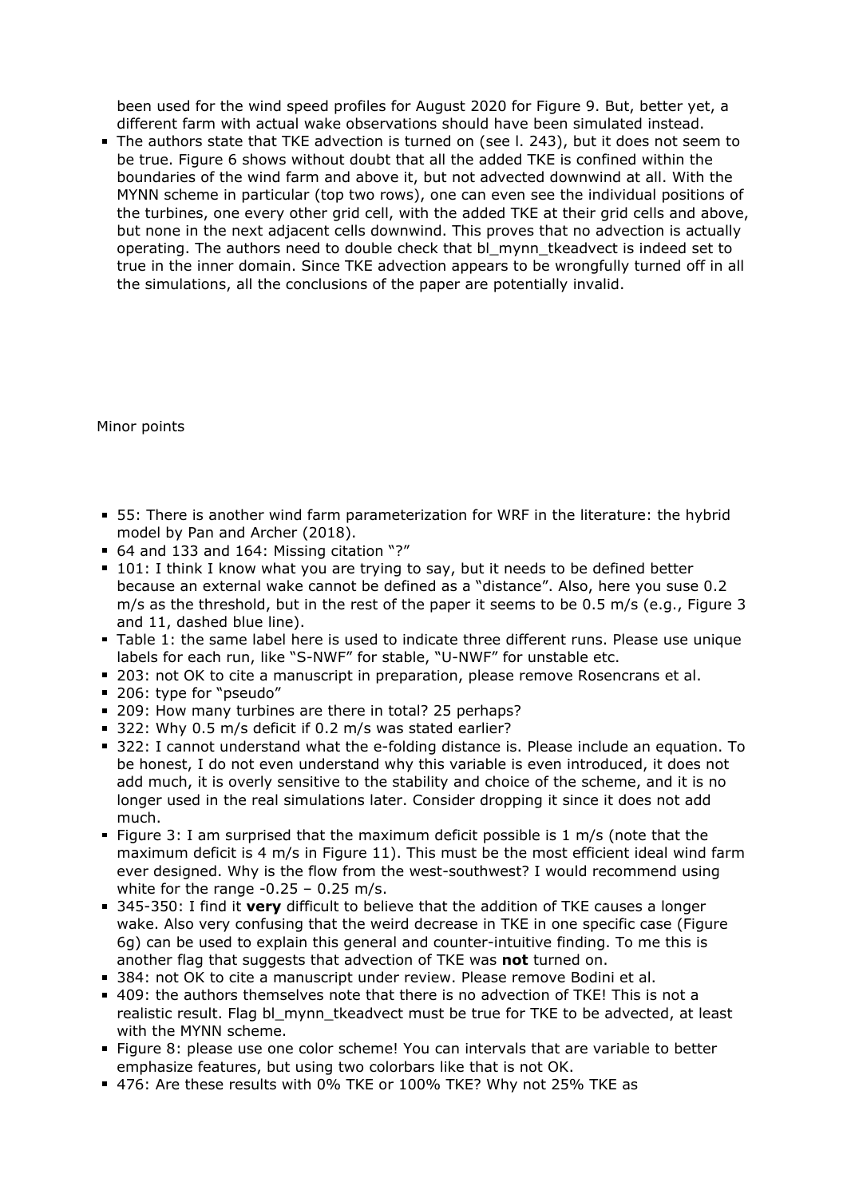been used for the wind speed profiles for August 2020 for Figure 9. But, better yet, a different farm with actual wake observations should have been simulated instead.

- The authors state that TKE advection is turned on (see l. 243), but it does not seem to be true. Figure 6 shows without doubt that all the added TKE is confined within the boundaries of the wind farm and above it, but not advected downwind at all. With the MYNN scheme in particular (top two rows), one can even see the individual positions of the turbines, one every other grid cell, with the added TKE at their grid cells and above, but none in the next adjacent cells downwind. This proves that no advection is actually operating. The authors need to double check that bl_mynn_tkeadvect is indeed set to true in the inner domain. Since TKE advection appears to be wrongfully turned off in all the simulations, all the conclusions of the paper are potentially invalid.

Minor points

- 55: There is another wind farm parameterization for WRF in the literature: the hybrid model by Pan and Archer (2018).
- 64 and 133 and 164: Missing citation "?"
- 101: I think I know what you are trying to say, but it needs to be defined better because an external wake cannot be defined as a "distance". Also, here you suse 0.2 m/s as the threshold, but in the rest of the paper it seems to be 0.5 m/s (e.g., Figure 3 and 11, dashed blue line).
- Table 1: the same label here is used to indicate three different runs. Please use unique labels for each run, like "S-NWF" for stable, "U-NWF" for unstable etc.
- 203: not OK to cite a manuscript in preparation, please remove Rosencrans et al.
- 206: type for "pseudo"
- 209: How many turbines are there in total? 25 perhaps?
- 322: Why 0.5 m/s deficit if 0.2 m/s was stated earlier?
- 322: I cannot understand what the e-folding distance is. Please include an equation. To be honest, I do not even understand why this variable is even introduced, it does not add much, it is overly sensitive to the stability and choice of the scheme, and it is no longer used in the real simulations later. Consider dropping it since it does not add much.
- Figure 3: I am surprised that the maximum deficit possible is 1 m/s (note that the maximum deficit is 4 m/s in Figure 11). This must be the most efficient ideal wind farm ever designed. Why is the flow from the west-southwest? I would recommend using white for the range -0.25 – 0.25 m/s.
- 345-350: I find it **very** difficult to believe that the addition of TKE causes a longer wake. Also very confusing that the weird decrease in TKE in one specific case (Figure 6g) can be used to explain this general and counter-intuitive finding. To me this is another flag that suggests that advection of TKE was **not** turned on.
- 384: not OK to cite a manuscript under review. Please remove Bodini et al.
- 409: the authors themselves note that there is no advection of TKE! This is not a realistic result. Flag bl_mynn_tkeadvect must be true for TKE to be advected, at least with the MYNN scheme.
- Figure 8: please use one color scheme! You can intervals that are variable to better emphasize features, but using two colorbars like that is not OK.
- 476: Are these results with 0% TKE or 100% TKE? Why not 25% TKE as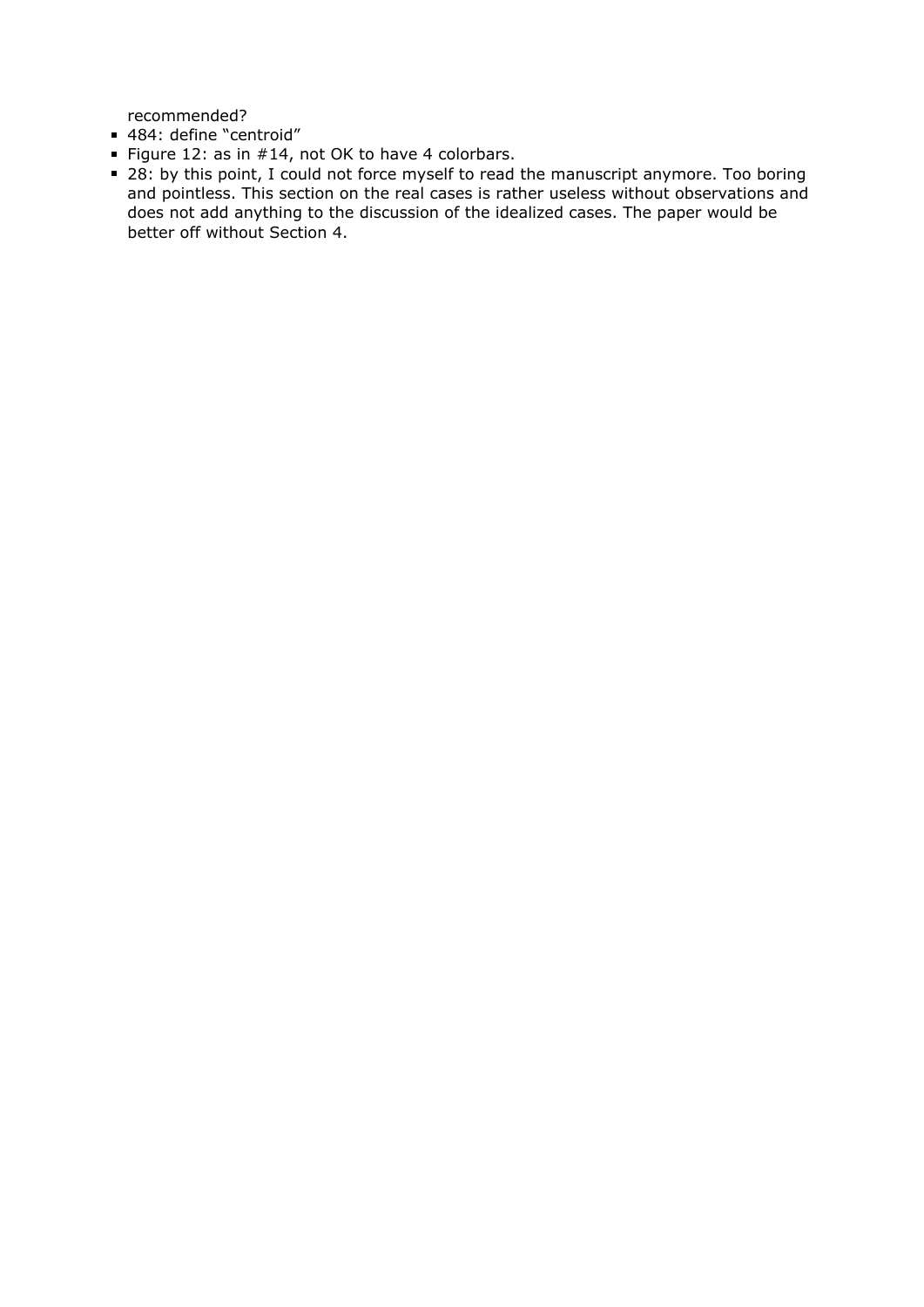recommended?

- 484: define "centroid"
- Figure 12: as in #14, not OK to have 4 colorbars.
- 28: by this point, I could not force myself to read the manuscript anymore. Too boring and pointless. This section on the real cases is rather useless without observations and does not add anything to the discussion of the idealized cases. The paper would be better off without Section 4.